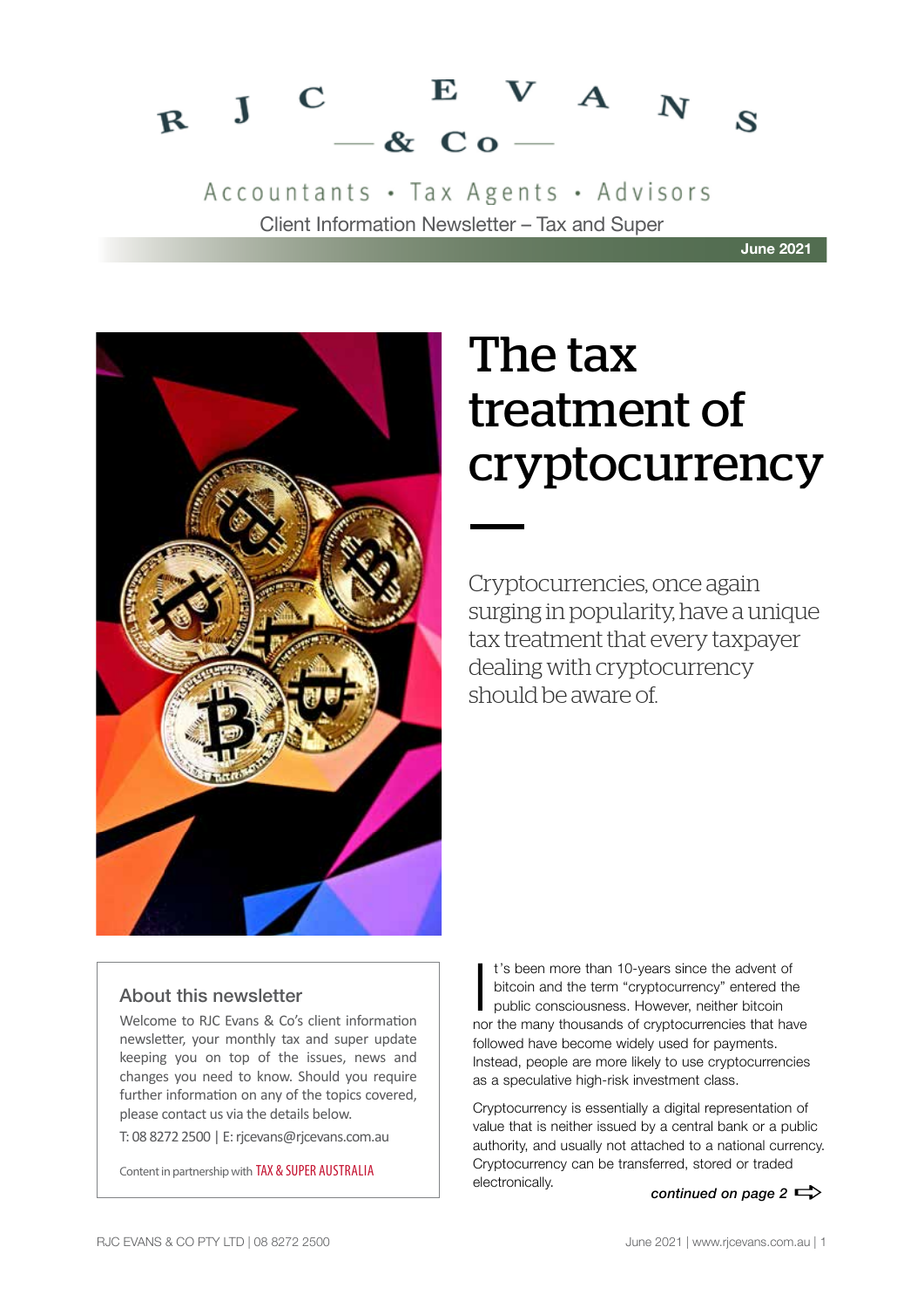# R J C E V A N S & Co

Accountants • Tax Agents • Advisors

Client Information Newsletter – Tax and Super

**June 2021**

# The tax treatment of cryptocurrency

Cryptocurrencies, once again surging in popularity, have a unique tax treatment that every taxpayer dealing with cryptocurrency should be aware of.

It's been more than 10-years since the advent of bitcoin and the term "cryptocurrency" entered the public consciousness. However, neither bitcoin nor the many thousands of cryptocurrencies that have followed have become widely used for payments. Instead, people are more likely to use cryptocurrencies as a speculative high-risk investment class.

Cryptocurrency is essentially a digital representation of value that is neither issued by a central bank or a public authority, and usually not attached to a national currency. Cryptocurrency can be transferred, stored or traded electronically.

***continued on page 2***

## About this newsletter

Welcome to RJC Evans & Co's client information newsletter, your monthly tax and super update keeping you on top of the issues, news and changes you need to know. Should you require further information on any of the topics covered, please contact us via the details below.

T: 08 8272 2500 | E: rjcevans@rjcevans.com.au

Content in partnership with TAX & SUPER AUSTRALIA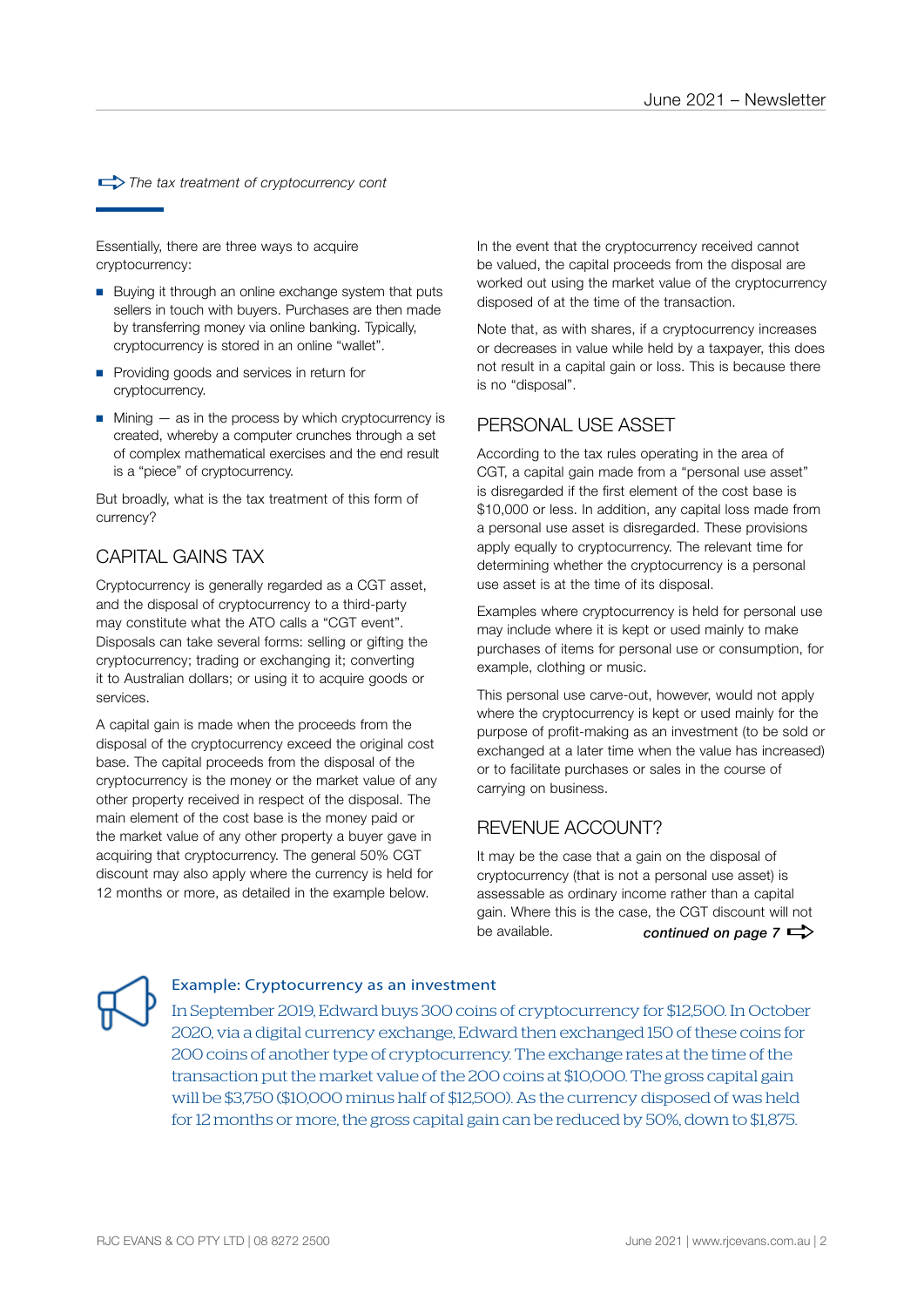*The tax treatment of cryptocurrency cont*

Essentially, there are three ways to acquire cryptocurrency:

- Buying it through an online exchange system that puts sellers in touch with buyers. Purchases are then made by transferring money via online banking. Typically, cryptocurrency is stored in an online "wallet".
- Providing goods and services in return for cryptocurrency.
- Mining — as in the process by which cryptocurrency is created, whereby a computer crunches through a set of complex mathematical exercises and the end result is a "piece" of cryptocurrency.

But broadly, what is the tax treatment of this form of currency?

## CAPITAL GAINS TAX

Cryptocurrency is generally regarded as a CGT asset, and the disposal of cryptocurrency to a third-party may constitute what the ATO calls a "CGT event". Disposals can take several forms: selling or gifting the cryptocurrency; trading or exchanging it; converting it to Australian dollars; or using it to acquire goods or services.

A capital gain is made when the proceeds from the disposal of the cryptocurrency exceed the original cost base. The capital proceeds from the disposal of the cryptocurrency is the money or the market value of any other property received in respect of the disposal. The main element of the cost base is the money paid or the market value of any other property a buyer gave in acquiring that cryptocurrency. The general 50% CGT discount may also apply where the currency is held for 12 months or more, as detailed in the example below.

In the event that the cryptocurrency received cannot be valued, the capital proceeds from the disposal are worked out using the market value of the cryptocurrency disposed of at the time of the transaction.

Note that, as with shares, if a cryptocurrency increases or decreases in value while held by a taxpayer, this does not result in a capital gain or loss. This is because there is no "disposal".

## PERSONAL USE ASSET

According to the tax rules operating in the area of CGT, a capital gain made from a "personal use asset" is disregarded if the first element of the cost base is $10,000 or less. In addition, any capital loss made from a personal use asset is disregarded. These provisions apply equally to cryptocurrency. The relevant time for determining whether the cryptocurrency is a personal use asset is at the time of its disposal.

Examples where cryptocurrency is held for personal use may include where it is kept or used mainly to make purchases of items for personal use or consumption, for example, clothing or music.

This personal use carve-out, however, would not apply where the cryptocurrency is kept or used mainly for the purpose of profit-making as an investment (to be sold or exchanged at a later time when the value has increased) or to facilitate purchases or sales in the course of carrying on business.

## REVENUE ACCOUNT?

It may be the case that a gain on the disposal of cryptocurrency (that is not a personal use asset) is assessable as ordinary income rather than a capital gain. Where this is the case, the CGT discount will not be available.

***continued on page 7***

### Example: Cryptocurrency as an investment

In September 2019, Edward buys 300 coins of cryptocurrency for $12,500. In October 2020, via a digital currency exchange, Edward then exchanged 150 of these coins for 200 coins of another type of cryptocurrency. The exchange rates at the time of the transaction put the market value of the 200 coins at $10,000. The gross capital gain will be $3,750 ($10,000 minus half of $12,500). As the currency disposed of was held for 12 months or more, the gross capital gain can be reduced by 50%, down to $1,875.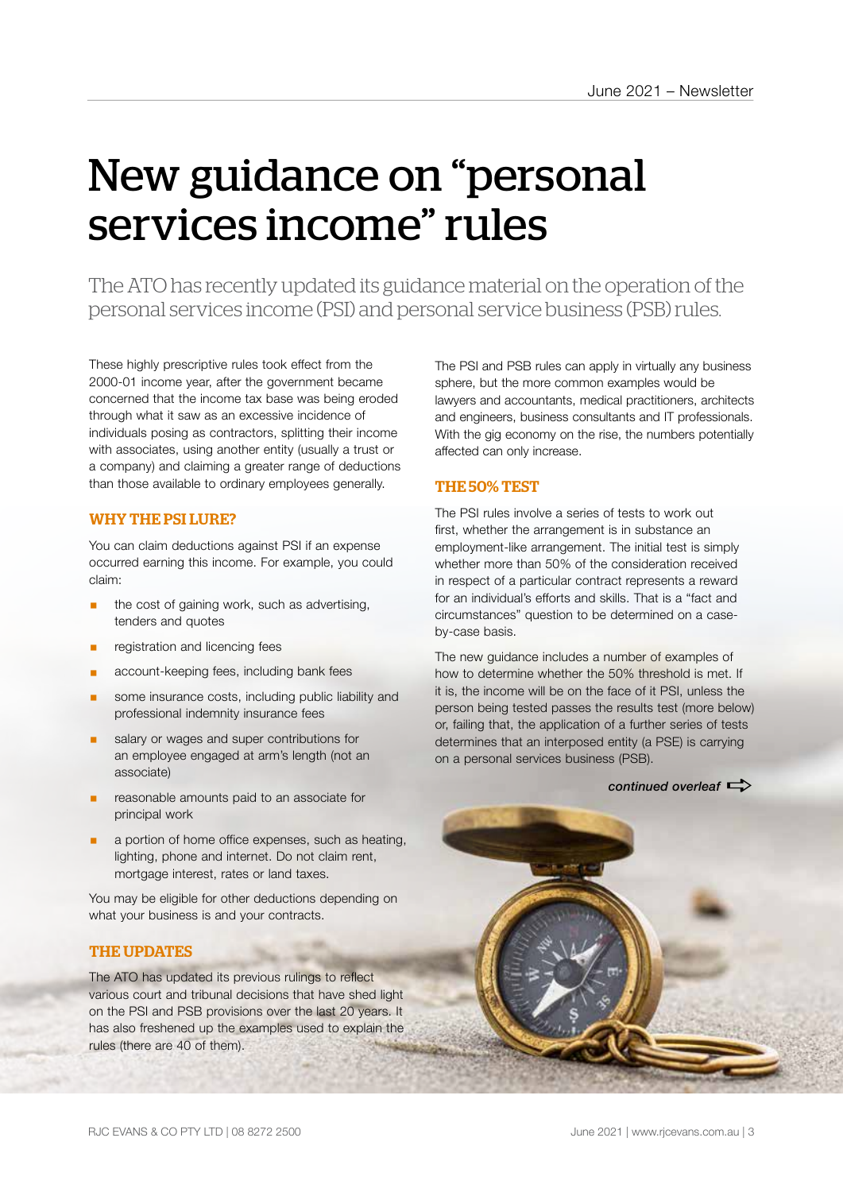# New guidance on "personal services income" rules

The ATO has recently updated its guidance material on the operation of the personal services income (PSI) and personal service business (PSB) rules.

These highly prescriptive rules took effect from the 2000-01 income year, after the government became concerned that the income tax base was being eroded through what it saw as an excessive incidence of individuals posing as contractors, splitting their income with associates, using another entity (usually a trust or a company) and claiming a greater range of deductions than those available to ordinary employees generally.

## WHY THE PSI LURE?

You can claim deductions against PSI if an expense occurred earning this income. For example, you could claim:

- the cost of gaining work, such as advertising, tenders and quotes
- registration and licencing fees
- account-keeping fees, including bank fees
- some insurance costs, including public liability and professional indemnity insurance fees
- salary or wages and super contributions for an employee engaged at arm's length (not an associate)
- reasonable amounts paid to an associate for principal work
- a portion of home office expenses, such as heating, lighting, phone and internet. Do not claim rent, mortgage interest, rates or land taxes.

You may be eligible for other deductions depending on what your business is and your contracts.

## THE UPDATES

The ATO has updated its previous rulings to reflect various court and tribunal decisions that have shed light on the PSI and PSB provisions over the last 20 years. It has also freshened up the examples used to explain the rules (there are 40 of them).

The PSI and PSB rules can apply in virtually any business sphere, but the more common examples would be lawyers and accountants, medical practitioners, architects and engineers, business consultants and IT professionals. With the gig economy on the rise, the numbers potentially affected can only increase.

## THE 50% TEST

The PSI rules involve a series of tests to work out first, whether the arrangement is in substance an employment-like arrangement. The initial test is simply whether more than 50% of the consideration received in respect of a particular contract represents a reward for an individual's efforts and skills. That is a "fact and circumstances" question to be determined on a case-by-case basis.

The new guidance includes a number of examples of how to determine whether the 50% threshold is met. If it is, the income will be on the face of it PSI, unless the person being tested passes the results test (more below) or, failing that, the application of a further series of tests determines that an interposed entity (a PSE) is carrying on a personal services business (PSB).

*continued overleaf*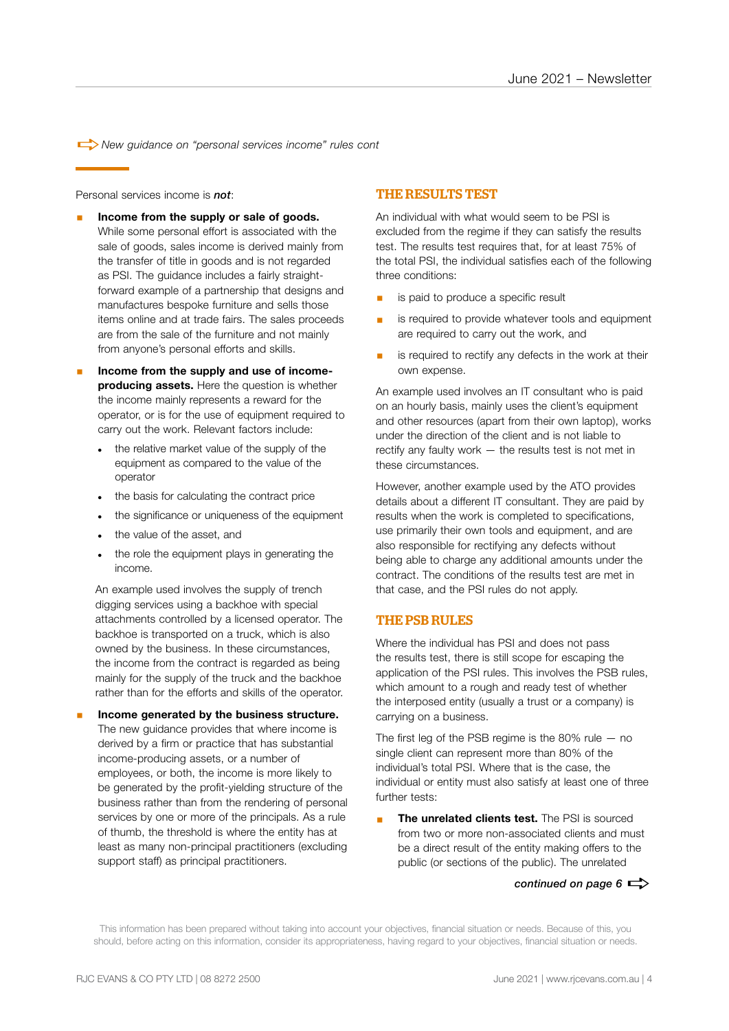*New guidance on "personal services income" rules cont*

Personal services income is ***not***:

- **Income from the supply or sale of goods.** While some personal effort is associated with the sale of goods, sales income is derived mainly from the transfer of title in goods and is not regarded as PSI. The guidance includes a fairly straight-forward example of a partnership that designs and manufactures bespoke furniture and sells those items online and at trade fairs. The sales proceeds are from the sale of the furniture and not mainly from anyone's personal efforts and skills.
- **Income from the supply and use of income-producing assets.** Here the question is whether the income mainly represents a reward for the operator, or is for the use of equipment required to carry out the work. Relevant factors include:
  - the relative market value of the supply of the equipment as compared to the value of the operator
  - the basis for calculating the contract price
  - the significance or uniqueness of the equipment
  - the value of the asset, and
  - the role the equipment plays in generating the income.

  An example used involves the supply of trench digging services using a backhoe with special attachments controlled by a licensed operator. The backhoe is transported on a truck, which is also owned by the business. In these circumstances, the income from the contract is regarded as being mainly for the supply of the truck and the backhoe rather than for the efforts and skills of the operator.
- **Income generated by the business structure.** The new guidance provides that where income is derived by a firm or practice that has substantial income-producing assets, or a number of employees, or both, the income is more likely to be generated by the profit-yielding structure of the business rather than from the rendering of personal services by one or more of the principals. As a rule of thumb, the threshold is where the entity has at least as many non-principal practitioners (excluding support staff) as principal practitioners.

## THE RESULTS TEST

An individual with what would seem to be PSI is excluded from the regime if they can satisfy the results test. The results test requires that, for at least 75% of the total PSI, the individual satisfies each of the following three conditions:

- is paid to produce a specific result
- is required to provide whatever tools and equipment are required to carry out the work, and
- is required to rectify any defects in the work at their own expense.

An example used involves an IT consultant who is paid on an hourly basis, mainly uses the client's equipment and other resources (apart from their own laptop), works under the direction of the client and is not liable to rectify any faulty work — the results test is not met in these circumstances.

However, another example used by the ATO provides details about a different IT consultant. They are paid by results when the work is completed to specifications, use primarily their own tools and equipment, and are also responsible for rectifying any defects without being able to charge any additional amounts under the contract. The conditions of the results test are met in that case, and the PSI rules do not apply.

## THE PSB RULES

Where the individual has PSI and does not pass the results test, there is still scope for escaping the application of the PSI rules. This involves the PSB rules, which amount to a rough and ready test of whether the interposed entity (usually a trust or a company) is carrying on a business.

The first leg of the PSB regime is the 80% rule — no single client can represent more than 80% of the individual's total PSI. Where that is the case, the individual or entity must also satisfy at least one of three further tests:

- **The unrelated clients test.** The PSI is sourced from two or more non-associated clients and must be a direct result of the entity making offers to the public (or sections of the public). The unrelated

***continued on page 6***

This information has been prepared without taking into account your objectives, financial situation or needs. Because of this, you should, before acting on this information, consider its appropriateness, having regard to your objectives, financial situation or needs.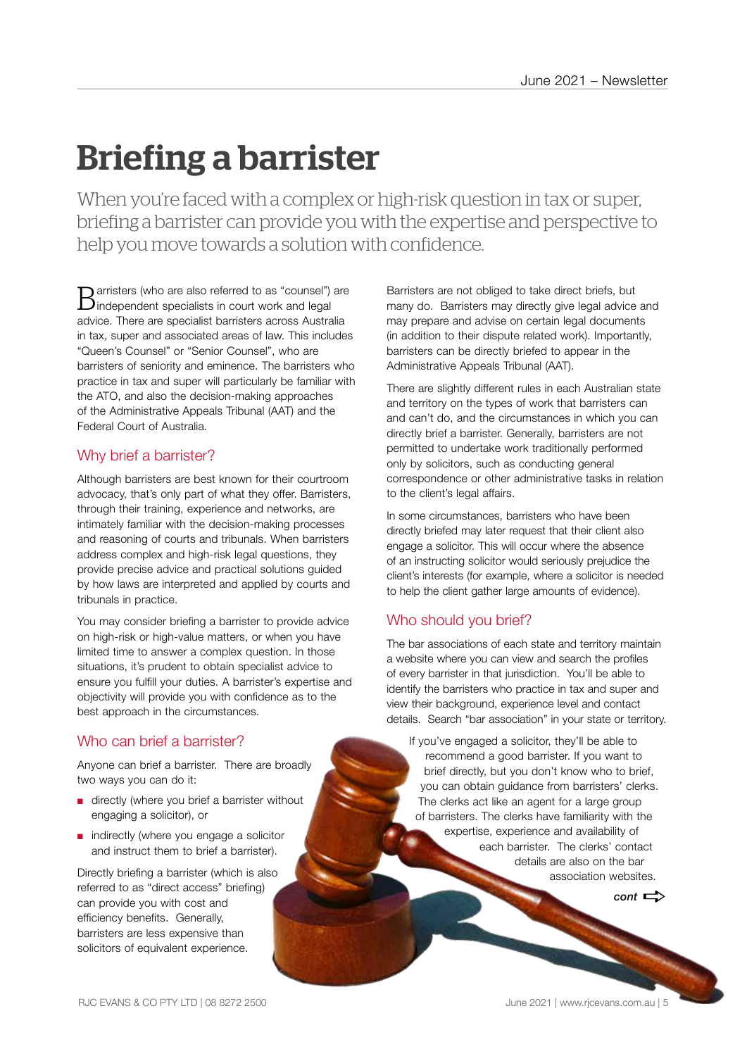# Briefing a barrister

When you're faced with a complex or high-risk question in tax or super, briefing a barrister can provide you with the expertise and perspective to help you move towards a solution with confidence.

Barristers (who are also referred to as "counsel") are independent specialists in court work and legal advice. There are specialist barristers across Australia in tax, super and associated areas of law. This includes "Queen's Counsel" or "Senior Counsel", who are barristers of seniority and eminence. The barristers who practice in tax and super will particularly be familiar with the ATO, and also the decision-making approaches of the Administrative Appeals Tribunal (AAT) and the Federal Court of Australia.

## Why brief a barrister?

Although barristers are best known for their courtroom advocacy, that's only part of what they offer. Barristers, through their training, experience and networks, are intimately familiar with the decision-making processes and reasoning of courts and tribunals. When barristers address complex and high-risk legal questions, they provide precise advice and practical solutions guided by how laws are interpreted and applied by courts and tribunals in practice.

You may consider briefing a barrister to provide advice on high-risk or high-value matters, or when you have limited time to answer a complex question. In those situations, it's prudent to obtain specialist advice to ensure you fulfill your duties. A barrister's expertise and objectivity will provide you with confidence as to the best approach in the circumstances.

## Who can brief a barrister?

Anyone can brief a barrister. There are broadly two ways you can do it:

- directly (where you brief a barrister without engaging a solicitor), or
- indirectly (where you engage a solicitor and instruct them to brief a barrister).

Directly briefing a barrister (which is also referred to as "direct access" briefing) can provide you with cost and efficiency benefits. Generally, barristers are less expensive than solicitors of equivalent experience.

Barristers are not obliged to take direct briefs, but many do. Barristers may directly give legal advice and may prepare and advise on certain legal documents (in addition to their dispute related work). Importantly, barristers can be directly briefed to appear in the Administrative Appeals Tribunal (AAT).

There are slightly different rules in each Australian state and territory on the types of work that barristers can and can't do, and the circumstances in which you can directly brief a barrister. Generally, barristers are not permitted to undertake work traditionally performed only by solicitors, such as conducting general correspondence or other administrative tasks in relation to the client's legal affairs.

In some circumstances, barristers who have been directly briefed may later request that their client also engage a solicitor. This will occur where the absence of an instructing solicitor would seriously prejudice the client's interests (for example, where a solicitor is needed to help the client gather large amounts of evidence).

## Who should you brief?

The bar associations of each state and territory maintain a website where you can view and search the profiles of every barrister in that jurisdiction. You'll be able to identify the barristers who practice in tax and super and view their background, experience level and contact details. Search "bar association" in your state or territory.

If you've engaged a solicitor, they'll be able to recommend a good barrister. If you want to brief directly, but you don't know who to brief, you can obtain guidance from barristers' clerks. The clerks act like an agent for a large group of barristers. The clerks have familiarity with the expertise, experience and availability of each barrister. The clerks' contact details are also on the bar association websites.

*cont* ⇨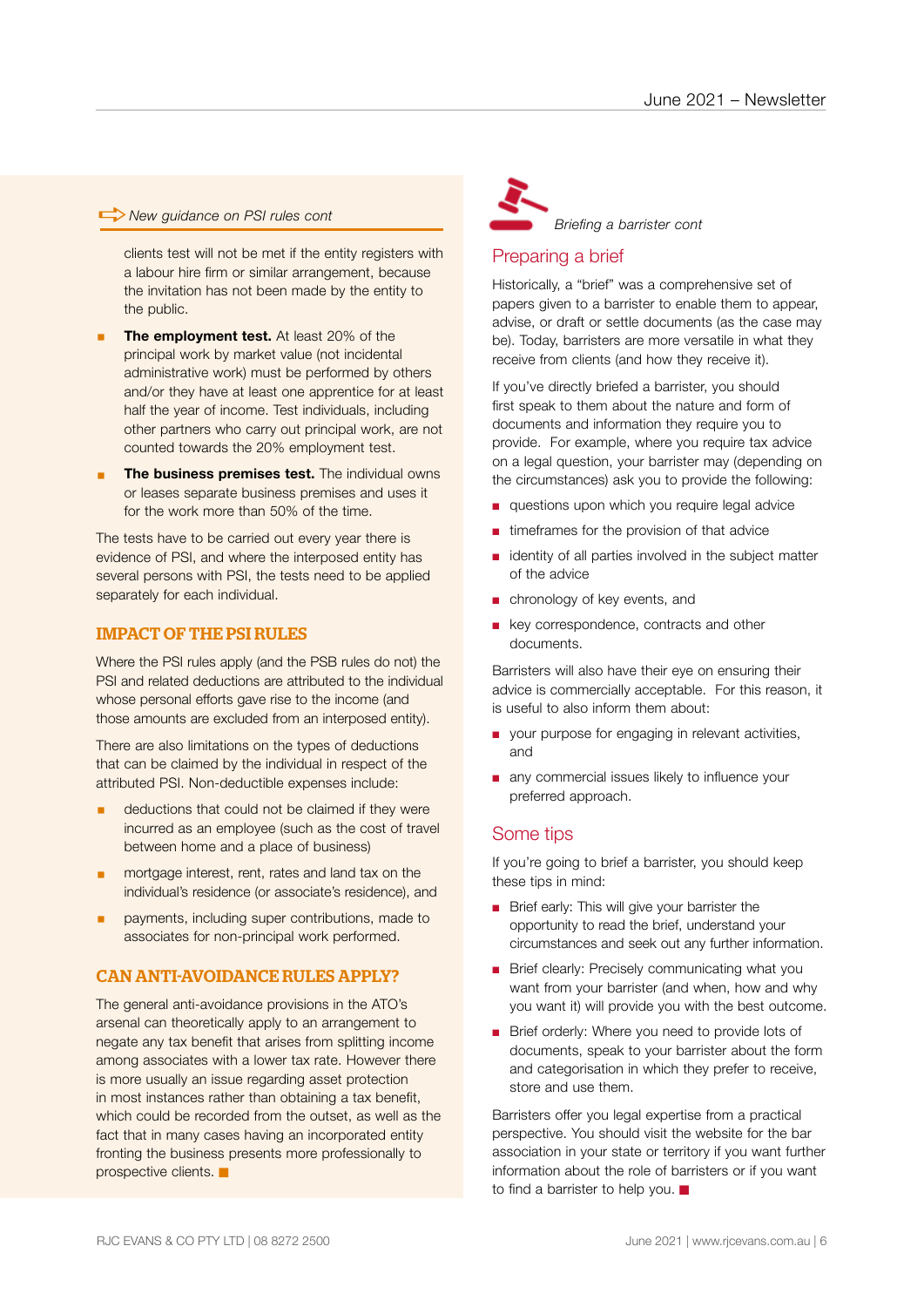*New guidance on PSI rules cont*

clients test will not be met if the entity registers with a labour hire firm or similar arrangement, because the invitation has not been made by the entity to the public.

- **The employment test.** At least 20% of the principal work by market value (not incidental administrative work) must be performed by others and/or they have at least one apprentice for at least half the year of income. Test individuals, including other partners who carry out principal work, are not counted towards the 20% employment test.
- **The business premises test.** The individual owns or leases separate business premises and uses it for the work more than 50% of the time.

The tests have to be carried out every year there is evidence of PSI, and where the interposed entity has several persons with PSI, the tests need to be applied separately for each individual.

### IMPACT OF THE PSI RULES

Where the PSI rules apply (and the PSB rules do not) the PSI and related deductions are attributed to the individual whose personal efforts gave rise to the income (and those amounts are excluded from an interposed entity).

There are also limitations on the types of deductions that can be claimed by the individual in respect of the attributed PSI. Non-deductible expenses include:

- deductions that could not be claimed if they were incurred as an employee (such as the cost of travel between home and a place of business)
- mortgage interest, rent, rates and land tax on the individual's residence (or associate's residence), and
- payments, including super contributions, made to associates for non-principal work performed.

### CAN ANTI-AVOIDANCE RULES APPLY?

The general anti-avoidance provisions in the ATO's arsenal can theoretically apply to an arrangement to negate any tax benefit that arises from splitting income among associates with a lower tax rate. However there is more usually an issue regarding asset protection in most instances rather than obtaining a tax benefit, which could be recorded from the outset, as well as the fact that in many cases having an incorporated entity fronting the business presents more professionally to prospective clients. ■

*Briefing a barrister cont*

## Preparing a brief

Historically, a "brief" was a comprehensive set of papers given to a barrister to enable them to appear, advise, or draft or settle documents (as the case may be). Today, barristers are more versatile in what they receive from clients (and how they receive it).

If you've directly briefed a barrister, you should first speak to them about the nature and form of documents and information they require you to provide. For example, where you require tax advice on a legal question, your barrister may (depending on the circumstances) ask you to provide the following:

- questions upon which you require legal advice
- timeframes for the provision of that advice
- identity of all parties involved in the subject matter of the advice
- chronology of key events, and
- key correspondence, contracts and other documents.

Barristers will also have their eye on ensuring their advice is commercially acceptable. For this reason, it is useful to also inform them about:

- your purpose for engaging in relevant activities, and
- any commercial issues likely to influence your preferred approach.

## Some tips

If you're going to brief a barrister, you should keep these tips in mind:

- Brief early: This will give your barrister the opportunity to read the brief, understand your circumstances and seek out any further information.
- Brief clearly: Precisely communicating what you want from your barrister (and when, how and why you want it) will provide you with the best outcome.
- Brief orderly: Where you need to provide lots of documents, speak to your barrister about the form and categorisation in which they prefer to receive, store and use them.

Barristers offer you legal expertise from a practical perspective. You should visit the website for the bar association in your state or territory if you want further information about the role of barristers or if you want to find a barrister to help you. ■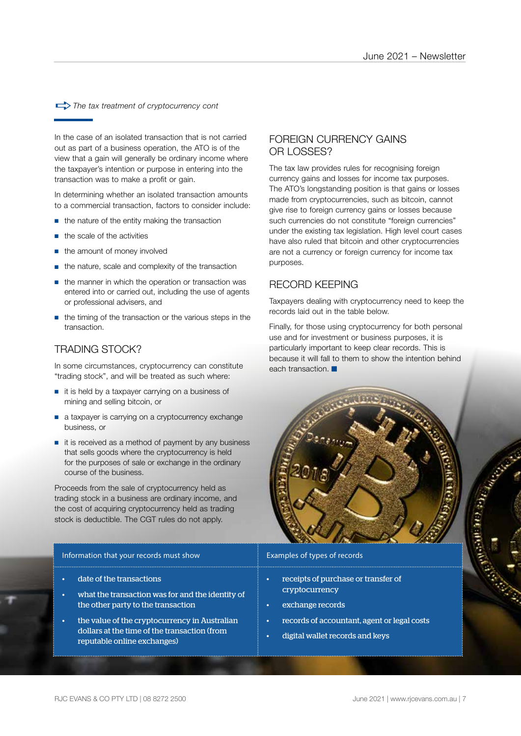*The tax treatment of cryptocurrency cont*

In the case of an isolated transaction that is not carried out as part of a business operation, the ATO is of the view that a gain will generally be ordinary income where the taxpayer's intention or purpose in entering into the transaction was to make a profit or gain.

In determining whether an isolated transaction amounts to a commercial transaction, factors to consider include:

- the nature of the entity making the transaction
- the scale of the activities
- the amount of money involved
- the nature, scale and complexity of the transaction
- the manner in which the operation or transaction was entered into or carried out, including the use of agents or professional advisers, and
- the timing of the transaction or the various steps in the transaction.

## TRADING STOCK?

In some circumstances, cryptocurrency can constitute "trading stock", and will be treated as such where:

- it is held by a taxpayer carrying on a business of mining and selling bitcoin, or
- a taxpayer is carrying on a cryptocurrency exchange business, or
- it is received as a method of payment by any business that sells goods where the cryptocurrency is held for the purposes of sale or exchange in the ordinary course of the business.

Proceeds from the sale of cryptocurrency held as trading stock in a business are ordinary income, and the cost of acquiring cryptocurrency held as trading stock is deductible. The CGT rules do not apply.

## FOREIGN CURRENCY GAINS OR LOSSES?

The tax law provides rules for recognising foreign currency gains and losses for income tax purposes. The ATO's longstanding position is that gains or losses made from cryptocurrencies, such as bitcoin, cannot give rise to foreign currency gains or losses because such currencies do not constitute "foreign currencies" under the existing tax legislation. High level court cases have also ruled that bitcoin and other cryptocurrencies are not a currency or foreign currency for income tax purposes.

## RECORD KEEPING

Taxpayers dealing with cryptocurrency need to keep the records laid out in the table below.

Finally, for those using cryptocurrency for both personal use and for investment or business purposes, it is particularly important to keep clear records. This is because it will fall to them to show the intention behind each transaction.

| Information that your records must show | Examples of types of records |
|---|---|
| • date of the transactions<br>• what the transaction was for and the identity of the other party to the transaction<br>• the value of the cryptocurrency in Australian dollars at the time of the transaction (from reputable online exchanges) | • receipts of purchase or transfer of cryptocurrency<br>• exchange records<br>• records of accountant, agent or legal costs<br>• digital wallet records and keys |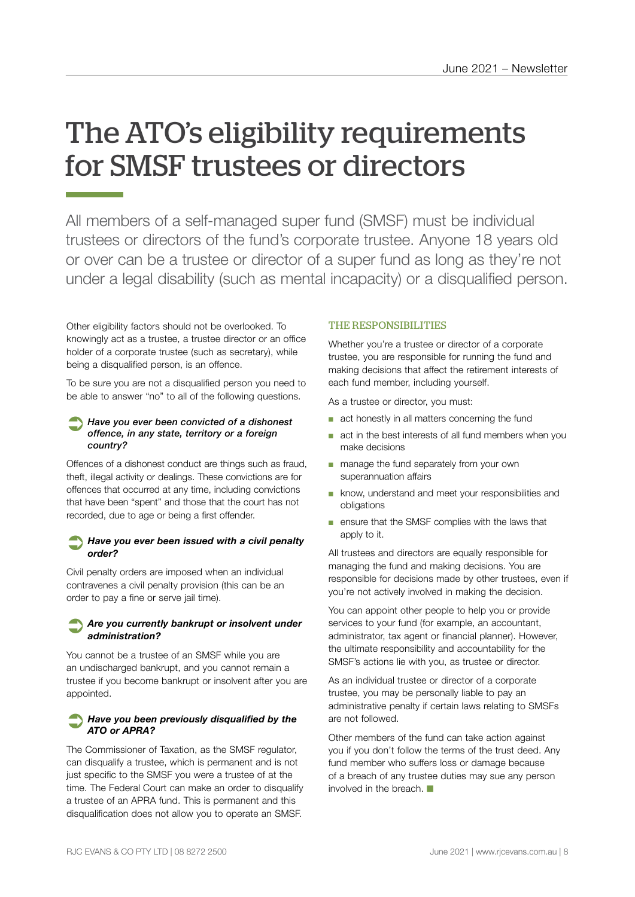# The ATO's eligibility requirements for SMSF trustees or directors

All members of a self-managed super fund (SMSF) must be individual trustees or directors of the fund's corporate trustee. Anyone 18 years old or over can be a trustee or director of a super fund as long as they're not under a legal disability (such as mental incapacity) or a disqualified person.

Other eligibility factors should not be overlooked. To knowingly act as a trustee, a trustee director or an office holder of a corporate trustee (such as secretary), while being a disqualified person, is an offence.

To be sure you are not a disqualified person you need to be able to answer "no" to all of the following questions.

#### *Have you ever been convicted of a dishonest offence, in any state, territory or a foreign country?*

Offences of a dishonest conduct are things such as fraud, theft, illegal activity or dealings. These convictions are for offences that occurred at any time, including convictions that have been "spent" and those that the court has not recorded, due to age or being a first offender.

#### *Have you ever been issued with a civil penalty order?*

Civil penalty orders are imposed when an individual contravenes a civil penalty provision (this can be an order to pay a fine or serve jail time).

#### *Are you currently bankrupt or insolvent under administration?*

You cannot be a trustee of an SMSF while you are an undischarged bankrupt, and you cannot remain a trustee if you become bankrupt or insolvent after you are appointed.

#### *Have you been previously disqualified by the ATO or APRA?*

The Commissioner of Taxation, as the SMSF regulator, can disqualify a trustee, which is permanent and is not just specific to the SMSF you were a trustee of at the time. The Federal Court can make an order to disqualify a trustee of an APRA fund. This is permanent and this disqualification does not allow you to operate an SMSF.

### THE RESPONSIBILITIES

Whether you're a trustee or director of a corporate trustee, you are responsible for running the fund and making decisions that affect the retirement interests of each fund member, including yourself.

As a trustee or director, you must:

- act honestly in all matters concerning the fund
- act in the best interests of all fund members when you make decisions
- manage the fund separately from your own superannuation affairs
- know, understand and meet your responsibilities and obligations
- ensure that the SMSF complies with the laws that apply to it.

All trustees and directors are equally responsible for managing the fund and making decisions. You are responsible for decisions made by other trustees, even if you're not actively involved in making the decision.

You can appoint other people to help you or provide services to your fund (for example, an accountant, administrator, tax agent or financial planner). However, the ultimate responsibility and accountability for the SMSF's actions lie with you, as trustee or director.

As an individual trustee or director of a corporate trustee, you may be personally liable to pay an administrative penalty if certain laws relating to SMSFs are not followed.

Other members of the fund can take action against you if you don't follow the terms of the trust deed. Any fund member who suffers loss or damage because of a breach of any trustee duties may sue any person involved in the breach. ■